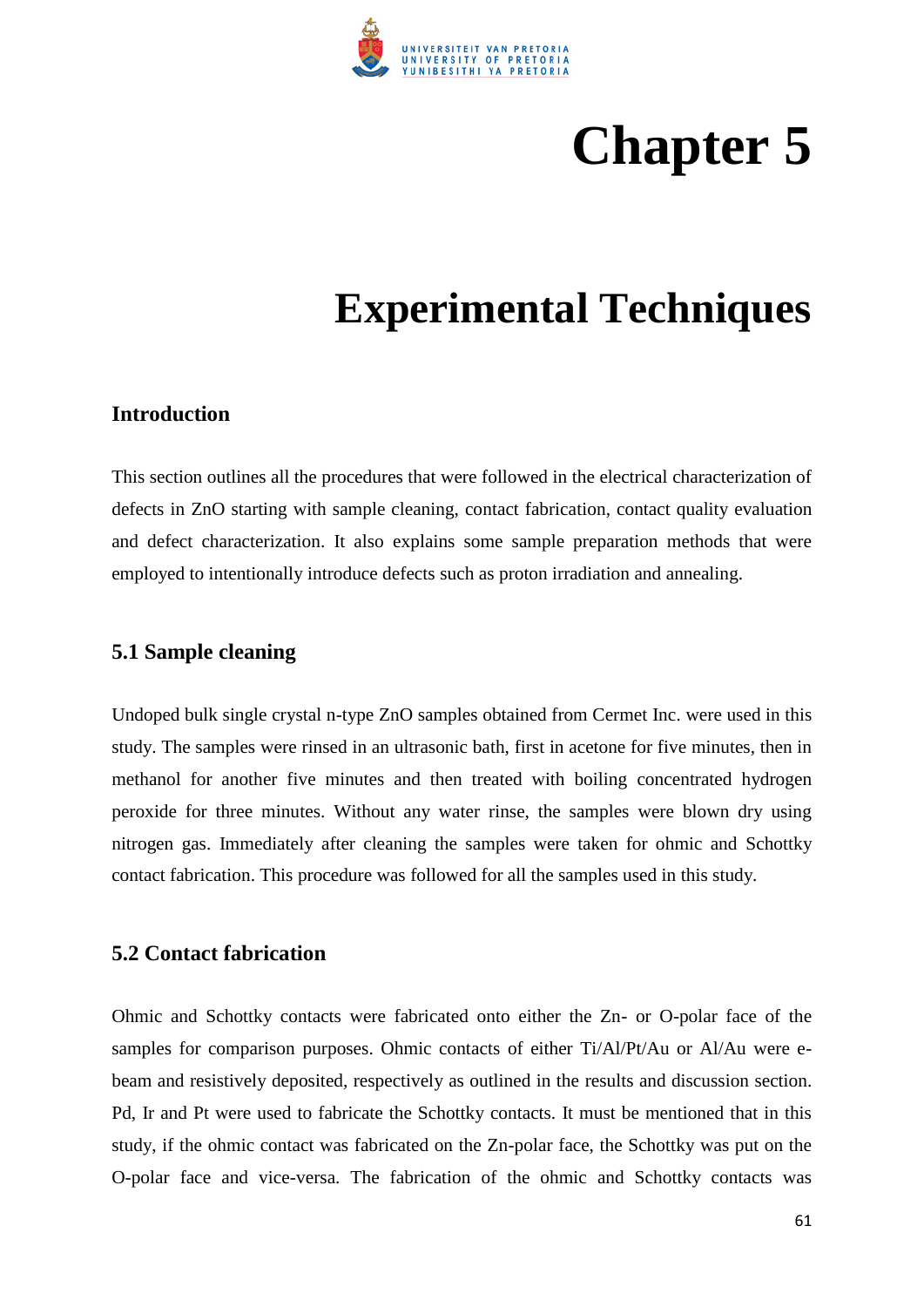# Chapter 5

# Experimental Techniques

## Introduction

This section outlines all the procedures that were followed in the electrical characterization of defects in ZnO starting with sample cleaning, contact fabrication, contact quality evaluation and defect characterization. It also explains some sample preparation methods that were employed to intentionally introduce defects such as proton irradiation and annealing.

## 5.1 Sample cleaning

Undoped bulk single crystal n-type ZnO samples obtained from Cermet Inc. were used in this study. The samples were rinsed in an ultrasonic bath, first in acetone for five minutes, then in methanol for another five minutes and then treated with boiling concentrated hydrogen peroxide for three minutes. Without any water rinse, the samples were blown dry using nitrogen gas. Immediately after cleaning the samples were taken for ohmic and Schottky contact fabrication. This procedure was followed for all the samples used in this study.

## 5.2 Contact fabrication

Ohmic and Schottky contacts were fabricated onto either the Zn- or O-polar face of the samples for comparison purposes. Ohmic contacts of either Ti/Al/Pt/Au or Al/Au were e-beam and resistively deposited, respectively as outlined in the results and discussion section. Pd, Ir and Pt were used to fabricate the Schottky contacts. It must be mentioned that in this study, if the ohmic contact was fabricated on the Zn-polar face, the Schottky was put on the O-polar face and vice-versa. The fabrication of the ohmic and Schottky contacts was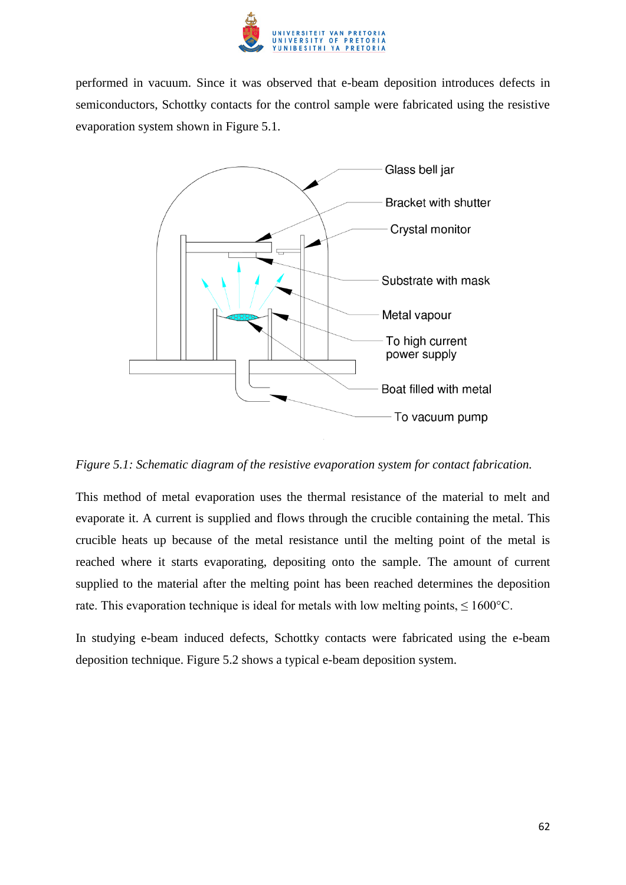performed in vacuum. Since it was observed that e-beam deposition introduces defects in semiconductors, Schottky contacts for the control sample were fabricated using the resistive evaporation system shown in Figure 5.1.

*Figure 5.1: Schematic diagram of the resistive evaporation system for contact fabrication.*

This method of metal evaporation uses the thermal resistance of the material to melt and evaporate it. A current is supplied and flows through the crucible containing the metal. This crucible heats up because of the metal resistance until the melting point of the metal is reached where it starts evaporating, depositing onto the sample. The amount of current supplied to the material after the melting point has been reached determines the deposition rate. This evaporation technique is ideal for metals with low melting points, ≤ 1600°C.

In studying e-beam induced defects, Schottky contacts were fabricated using the e-beam deposition technique. Figure 5.2 shows a typical e-beam deposition system.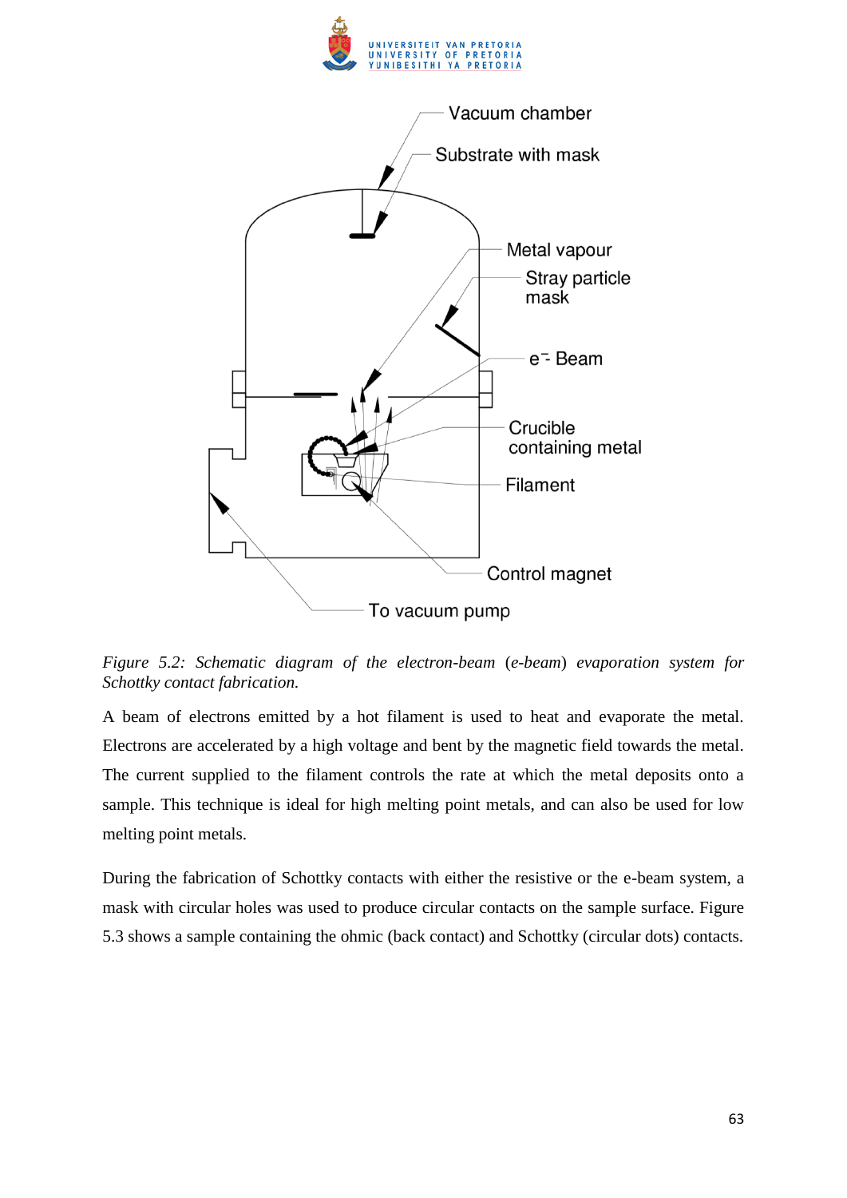*Figure 5.2: Schematic diagram of the electron-beam (e-beam) evaporation system for Schottky contact fabrication.*

A beam of electrons emitted by a hot filament is used to heat and evaporate the metal. Electrons are accelerated by a high voltage and bent by the magnetic field towards the metal. The current supplied to the filament controls the rate at which the metal deposits onto a sample. This technique is ideal for high melting point metals, and can also be used for low melting point metals.

During the fabrication of Schottky contacts with either the resistive or the e-beam system, a mask with circular holes was used to produce circular contacts on the sample surface. Figure 5.3 shows a sample containing the ohmic (back contact) and Schottky (circular dots) contacts.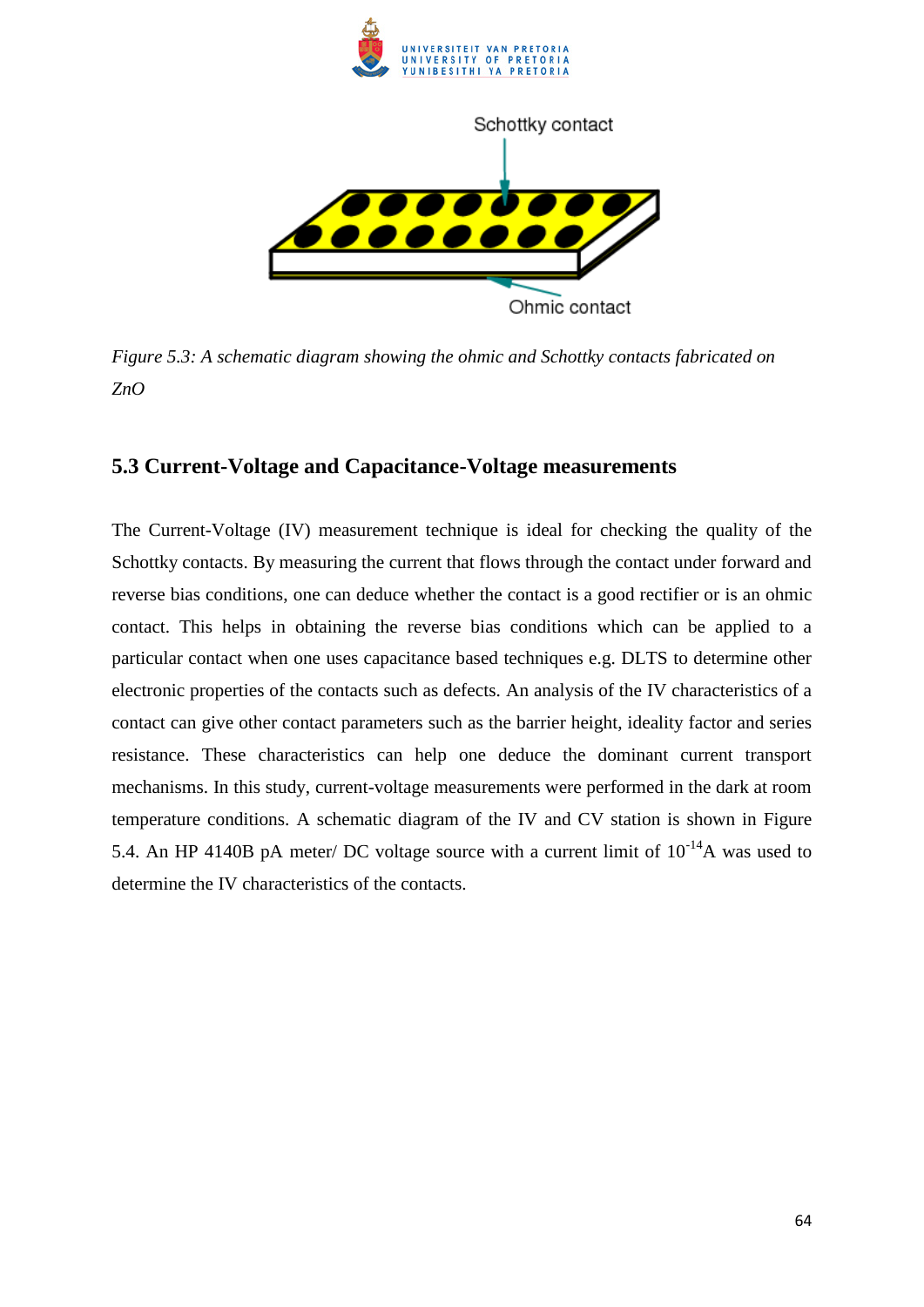*Figure 5.3: A schematic diagram showing the ohmic and Schottky contacts fabricated on ZnO*

## 5.3 Current-Voltage and Capacitance-Voltage measurements

The Current-Voltage (IV) measurement technique is ideal for checking the quality of the Schottky contacts. By measuring the current that flows through the contact under forward and reverse bias conditions, one can deduce whether the contact is a good rectifier or is an ohmic contact. This helps in obtaining the reverse bias conditions which can be applied to a particular contact when one uses capacitance based techniques e.g. DLTS to determine other electronic properties of the contacts such as defects. An analysis of the IV characteristics of a contact can give other contact parameters such as the barrier height, ideality factor and series resistance. These characteristics can help one deduce the dominant current transport mechanisms. In this study, current-voltage measurements were performed in the dark at room temperature conditions. A schematic diagram of the IV and CV station is shown in Figure 5.4. An HP 4140B pA meter/ DC voltage source with a current limit of $10^{-14}$A was used to determine the IV characteristics of the contacts.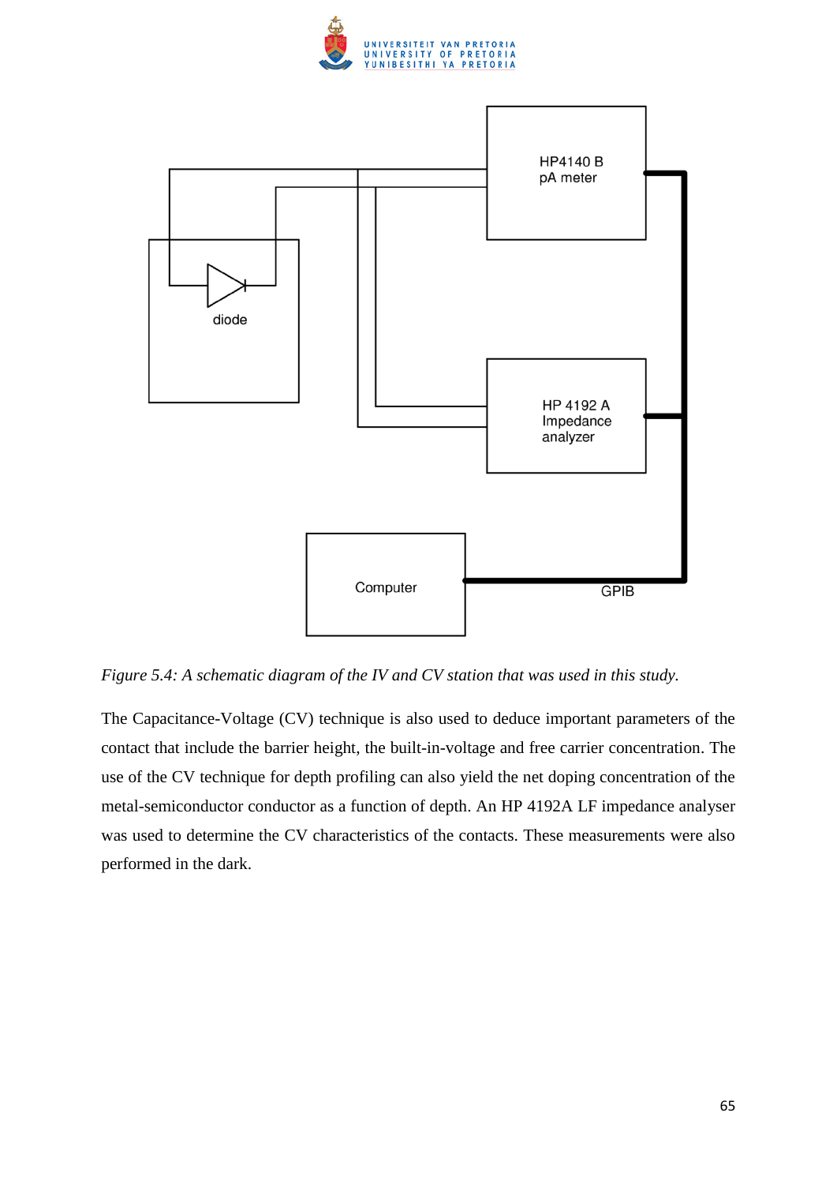*Figure 5.4: A schematic diagram of the IV and CV station that was used in this study.*

The Capacitance-Voltage (CV) technique is also used to deduce important parameters of the contact that include the barrier height, the built-in-voltage and free carrier concentration. The use of the CV technique for depth profiling can also yield the net doping concentration of the metal-semiconductor conductor as a function of depth. An HP 4192A LF impedance analyser was used to determine the CV characteristics of the contacts. These measurements were also performed in the dark.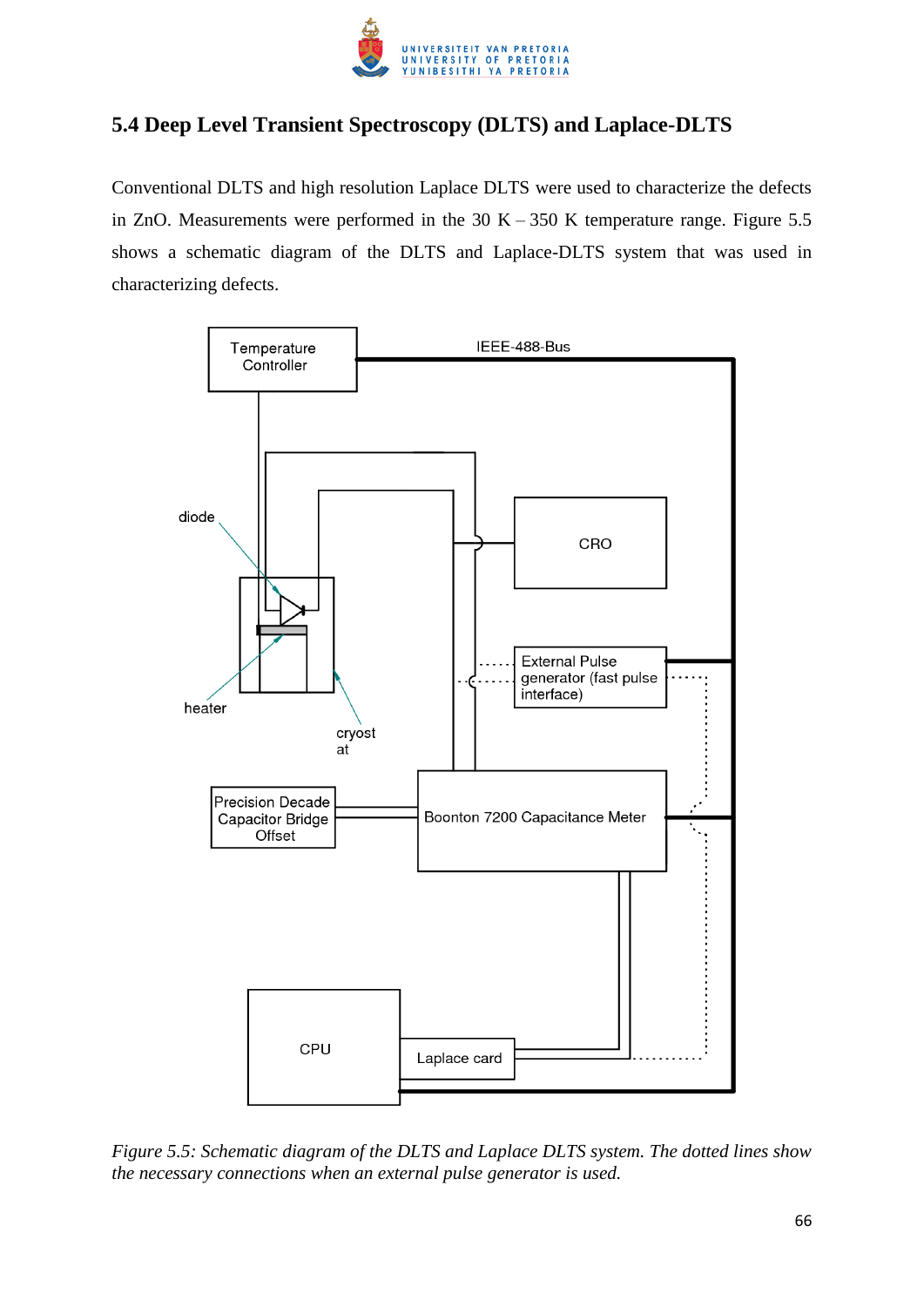## 5.4 Deep Level Transient Spectroscopy (DLTS) and Laplace-DLTS

Conventional DLTS and high resolution Laplace DLTS were used to characterize the defects in ZnO. Measurements were performed in the 30 K – 350 K temperature range. Figure 5.5 shows a schematic diagram of the DLTS and Laplace-DLTS system that was used in characterizing defects.

*Figure 5.5: Schematic diagram of the DLTS and Laplace DLTS system. The dotted lines show the necessary connections when an external pulse generator is used.*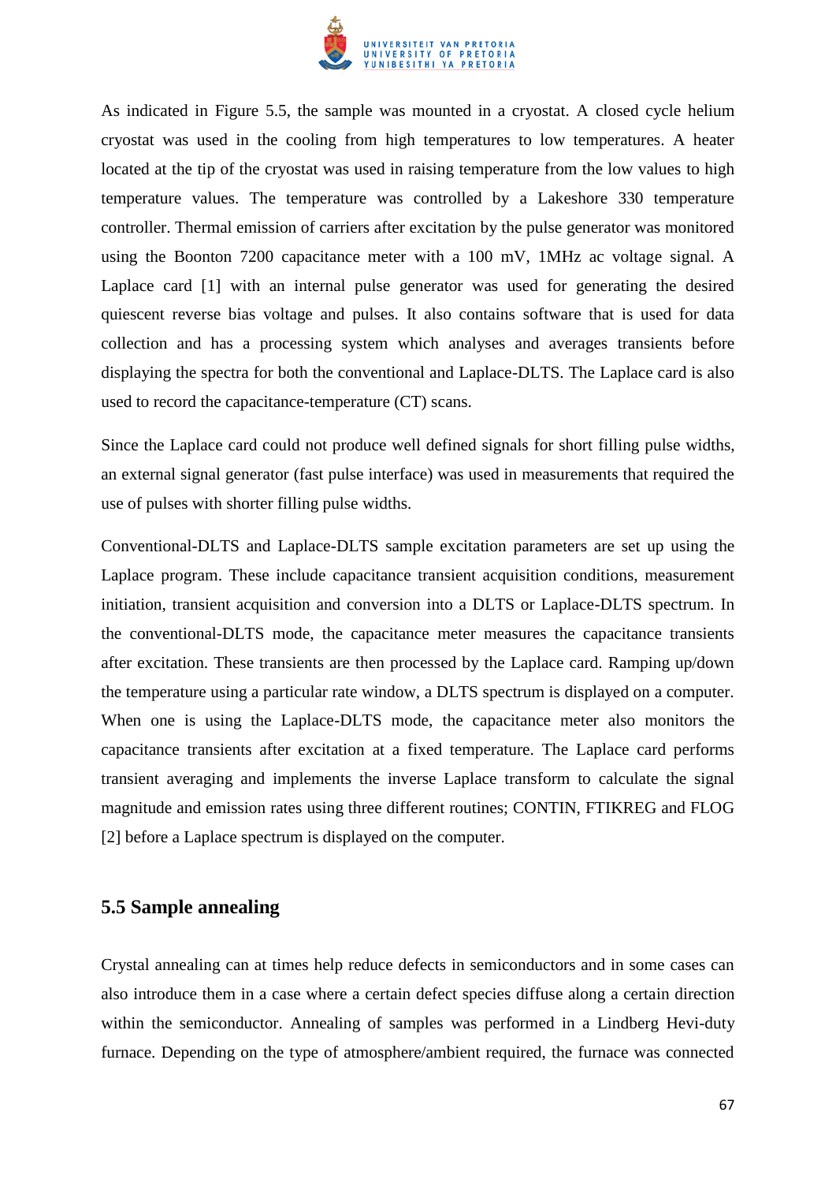As indicated in Figure 5.5, the sample was mounted in a cryostat. A closed cycle helium cryostat was used in the cooling from high temperatures to low temperatures. A heater located at the tip of the cryostat was used in raising temperature from the low values to high temperature values. The temperature was controlled by a Lakeshore 330 temperature controller. Thermal emission of carriers after excitation by the pulse generator was monitored using the Boonton 7200 capacitance meter with a 100 mV, 1MHz ac voltage signal. A Laplace card [1] with an internal pulse generator was used for generating the desired quiescent reverse bias voltage and pulses. It also contains software that is used for data collection and has a processing system which analyses and averages transients before displaying the spectra for both the conventional and Laplace-DLTS. The Laplace card is also used to record the capacitance-temperature (CT) scans.

Since the Laplace card could not produce well defined signals for short filling pulse widths, an external signal generator (fast pulse interface) was used in measurements that required the use of pulses with shorter filling pulse widths.

Conventional-DLTS and Laplace-DLTS sample excitation parameters are set up using the Laplace program. These include capacitance transient acquisition conditions, measurement initiation, transient acquisition and conversion into a DLTS or Laplace-DLTS spectrum. In the conventional-DLTS mode, the capacitance meter measures the capacitance transients after excitation. These transients are then processed by the Laplace card. Ramping up/down the temperature using a particular rate window, a DLTS spectrum is displayed on a computer. When one is using the Laplace-DLTS mode, the capacitance meter also monitors the capacitance transients after excitation at a fixed temperature. The Laplace card performs transient averaging and implements the inverse Laplace transform to calculate the signal magnitude and emission rates using three different routines; CONTIN, FTIKREG and FLOG [2] before a Laplace spectrum is displayed on the computer.

## 5.5 Sample annealing

Crystal annealing can at times help reduce defects in semiconductors and in some cases can also introduce them in a case where a certain defect species diffuse along a certain direction within the semiconductor. Annealing of samples was performed in a Lindberg Hevi-duty furnace. Depending on the type of atmosphere/ambient required, the furnace was connected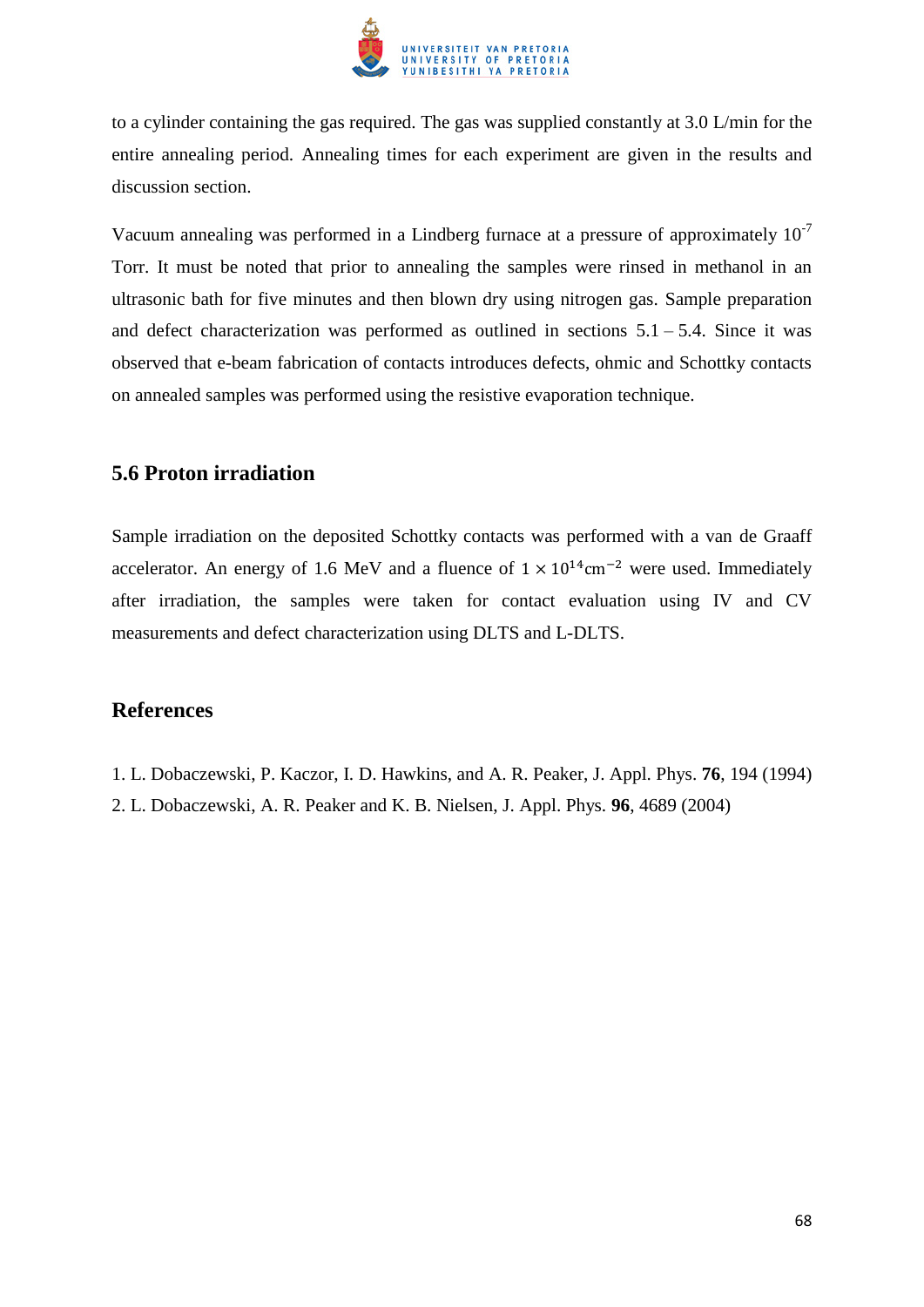to a cylinder containing the gas required. The gas was supplied constantly at 3.0 L/min for the entire annealing period. Annealing times for each experiment are given in the results and discussion section.

Vacuum annealing was performed in a Lindberg furnace at a pressure of approximately $10^{-7}$ Torr. It must be noted that prior to annealing the samples were rinsed in methanol in an ultrasonic bath for five minutes and then blown dry using nitrogen gas. Sample preparation and defect characterization was performed as outlined in sections 5.1 – 5.4. Since it was observed that e-beam fabrication of contacts introduces defects, ohmic and Schottky contacts on annealed samples was performed using the resistive evaporation technique.

## 5.6 Proton irradiation

Sample irradiation on the deposited Schottky contacts was performed with a van de Graaff accelerator. An energy of 1.6 MeV and a fluence of $1 \times 10^{14}\text{cm}^{-2}$ were used. Immediately after irradiation, the samples were taken for contact evaluation using IV and CV measurements and defect characterization using DLTS and L-DLTS.

## References

1. L. Dobaczewski, P. Kaczor, I. D. Hawkins, and A. R. Peaker, J. Appl. Phys. **76**, 194 (1994)
2. L. Dobaczewski, A. R. Peaker and K. B. Nielsen, J. Appl. Phys. **96**, 4689 (2004)